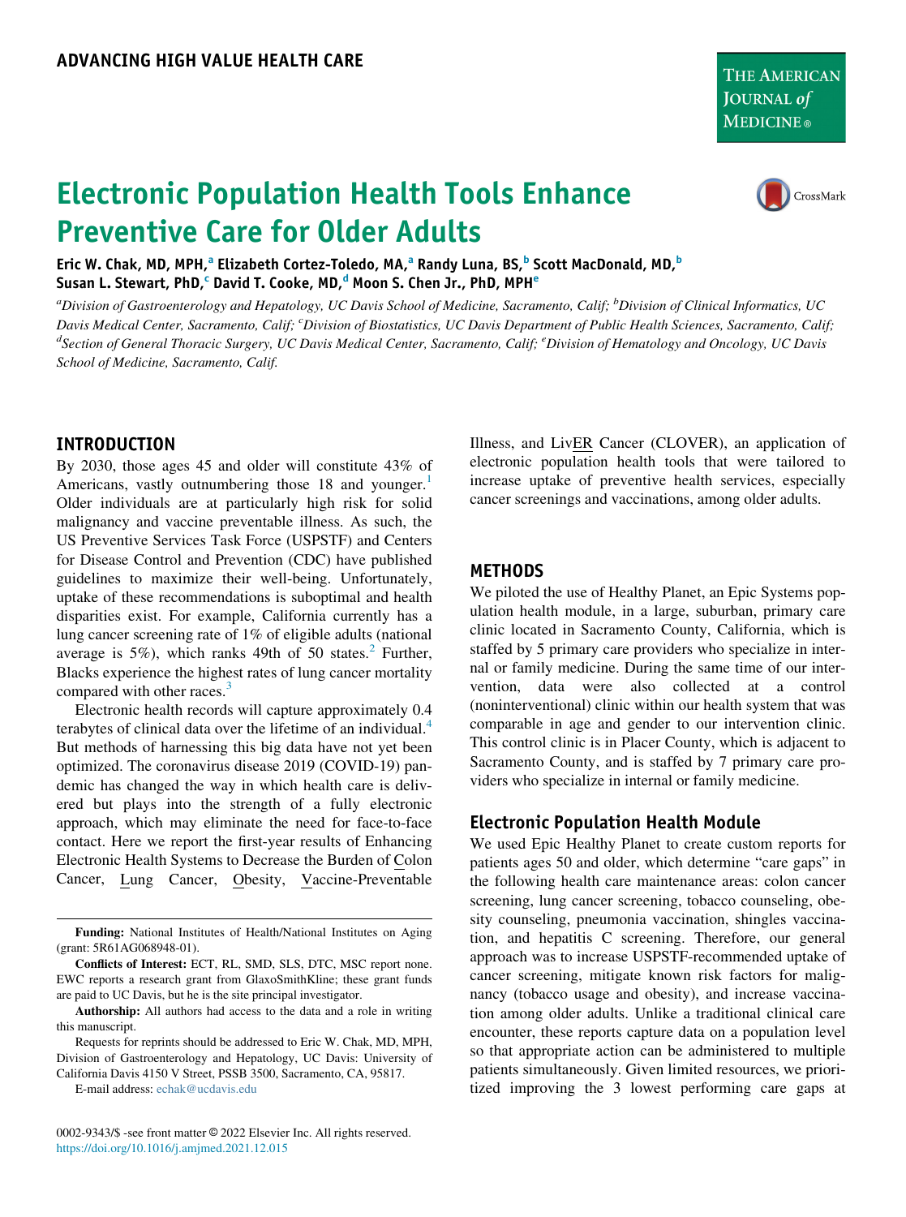ADVANCING HIGH VALUE HEALTH CARE

# Electronic Population Health Tools Enhance Preventive Care for Older Adults

**Eric W. Chak, MD, MPH,[a] Elizabeth Cortez-Toledo, MA,[a] Randy Luna, BS,[b] Scott MacDonald, MD,[b] Susan L. Stewart, PhD,[c] David T. Cooke, MD,[d] Moon S. Chen Jr., PhD, MPH[e]**

*[a]Division of Gastroenterology and Hepatology, UC Davis School of Medicine, Sacramento, Calif; [b]Division of Clinical Informatics, UC Davis Medical Center, Sacramento, Calif; [c]Division of Biostatistics, UC Davis Department of Public Health Sciences, Sacramento, Calif; [d]Section of General Thoracic Surgery, UC Davis Medical Center, Sacramento, Calif; [e]Division of Hematology and Oncology, UC Davis School of Medicine, Sacramento, Calif.*

## INTRODUCTION

By 2030, those ages 45 and older will constitute 43% of Americans, vastly outnumbering those 18 and younger.[1] Older individuals are at particularly high risk for solid malignancy and vaccine preventable illness. As such, the US Preventive Services Task Force (USPSTF) and Centers for Disease Control and Prevention (CDC) have published guidelines to maximize their well-being. Unfortunately, uptake of these recommendations is suboptimal and health disparities exist. For example, California currently has a lung cancer screening rate of 1% of eligible adults (national average is 5%), which ranks 49th of 50 states.[2] Further, Blacks experience the highest rates of lung cancer mortality compared with other races.[3]

Electronic health records will capture approximately 0.4 terabytes of clinical data over the lifetime of an individual.[4] But methods of harnessing this big data have not yet been optimized. The coronavirus disease 2019 (COVID-19) pandemic has changed the way in which health care is delivered but plays into the strength of a fully electronic approach, which may eliminate the need for face-to-face contact. Here we report the first-year results of Enhancing Electronic Health Systems to Decrease the Burden of Colon Cancer, Lung Cancer, Obesity, Vaccine-Preventable Illness, and LivER Cancer (CLOVER), an application of electronic population health tools that were tailored to increase uptake of preventive health services, especially cancer screenings and vaccinations, among older adults.

## METHODS

We piloted the use of Healthy Planet, an Epic Systems population health module, in a large, suburban, primary care clinic located in Sacramento County, California, which is staffed by 5 primary care providers who specialize in internal or family medicine. During the same time of our intervention, data were also collected at a control (noninterventional) clinic within our health system that was comparable in age and gender to our intervention clinic. This control clinic is in Placer County, which is adjacent to Sacramento County, and is staffed by 7 primary care providers who specialize in internal or family medicine.

### Electronic Population Health Module

We used Epic Healthy Planet to create custom reports for patients ages 50 and older, which determine "care gaps" in the following health care maintenance areas: colon cancer screening, lung cancer screening, tobacco counseling, obesity counseling, pneumonia vaccination, shingles vaccination, and hepatitis C screening. Therefore, our general approach was to increase USPSTF-recommended uptake of cancer screening, mitigate known risk factors for malignancy (tobacco usage and obesity), and increase vaccination among older adults. Unlike a traditional clinical care encounter, these reports capture data on a population level so that appropriate action can be administered to multiple patients simultaneously. Given limited resources, we prioritized improving the 3 lowest performing care gaps at

---

**Funding:** National Institutes of Health/National Institutes on Aging (grant: 5R61AG068948-01).

**Conflicts of Interest:** ECT, RL, SMD, SLS, DTC, MSC report none. EWC reports a research grant from GlaxoSmithKline; these grant funds are paid to UC Davis, but he is the site principal investigator.

**Authorship:** All authors had access to the data and a role in writing this manuscript.

Requests for reprints should be addressed to Eric W. Chak, MD, MPH, Division of Gastroenterology and Hepatology, UC Davis: University of California Davis 4150 V Street, PSSB 3500, Sacramento, CA, 95817.

E-mail address: echak@ucdavis.edu

0002-9343/$ -see front matter © 2022 Elsevier Inc. All rights reserved.
https://doi.org/10.1016/j.amjmed.2021.12.015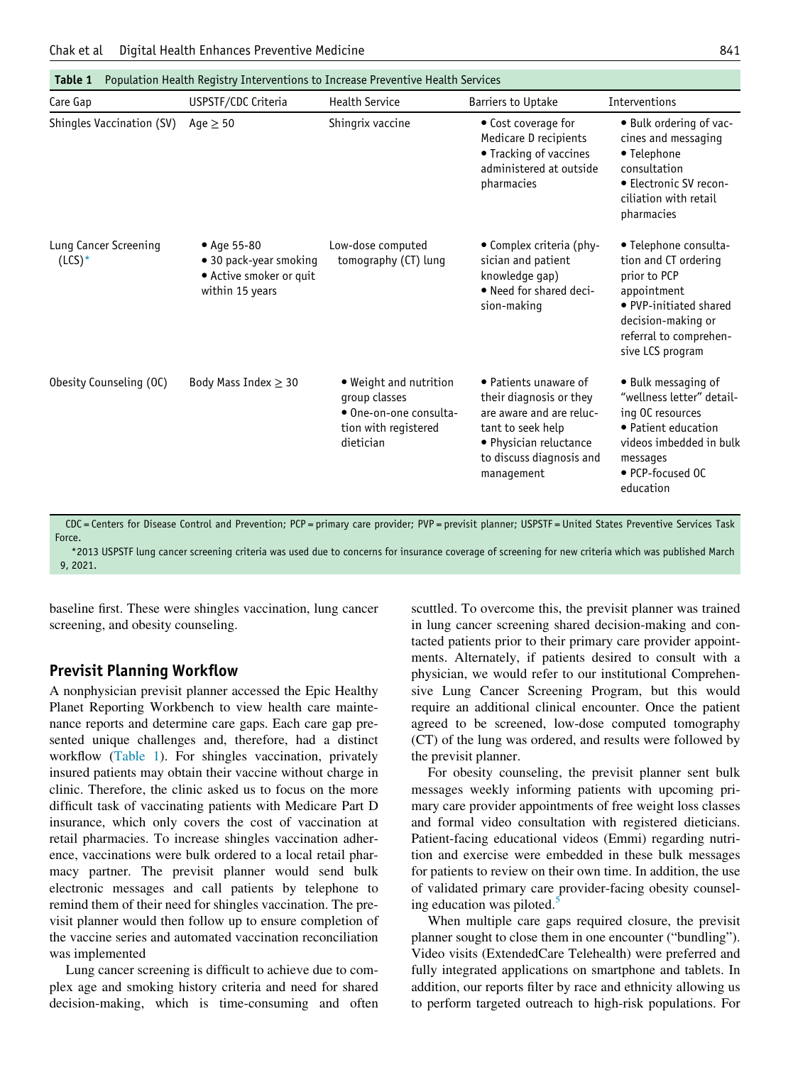**Table 1** Population Health Registry Interventions to Increase Preventive Health Services

| Care Gap | USPSTF/CDC Criteria | Health Service | Barriers to Uptake | Interventions |
|---|---|---|---|---|
| Shingles Vaccination (SV) | Age ≥ 50 | Shingrix vaccine | • Cost coverage for Medicare D recipients<br>• Tracking of vaccines administered at outside pharmacies | • Bulk ordering of vaccines and messaging<br>• Telephone consultation<br>• Electronic SV reconciliation with retail pharmacies |
| Lung Cancer Screening (LCS)* | • Age 55-80<br>• 30 pack-year smoking<br>• Active smoker or quit within 15 years | Low-dose computed tomography (CT) lung | • Complex criteria (physician and patient knowledge gap)<br>• Need for shared decision-making | • Telephone consultation and CT ordering prior to PCP appointment<br>• PVP-initiated shared decision-making or referral to comprehensive LCS program |
| Obesity Counseling (OC) | Body Mass Index ≥ 30 | • Weight and nutrition group classes<br>• One-on-one consultation with registered dietician | • Patients unaware of their diagnosis or they are aware and are reluctant to seek help<br>• Physician reluctance to discuss diagnosis and management | • Bulk messaging of "wellness letter" detailing OC resources<br>• Patient education videos imbedded in bulk messages<br>• PCP-focused OC education |

CDC = Centers for Disease Control and Prevention; PCP = primary care provider; PVP = previsit planner; USPSTF = United States Preventive Services Task Force.

*2013 USPSTF lung cancer screening criteria was used due to concerns for insurance coverage of screening for new criteria which was published March 9, 2021.

baseline first. These were shingles vaccination, lung cancer screening, and obesity counseling.

## Previsit Planning Workflow

A nonphysician previsit planner accessed the Epic Healthy Planet Reporting Workbench to view health care maintenance reports and determine care gaps. Each care gap presented unique challenges and, therefore, had a distinct workflow (Table 1). For shingles vaccination, privately insured patients may obtain their vaccine without charge in clinic. Therefore, the clinic asked us to focus on the more difficult task of vaccinating patients with Medicare Part D insurance, which only covers the cost of vaccination at retail pharmacies. To increase shingles vaccination adherence, vaccinations were bulk ordered to a local retail pharmacy partner. The previsit planner would send bulk electronic messages and call patients by telephone to remind them of their need for shingles vaccination. The previsit planner would then follow up to ensure completion of the vaccine series and automated vaccination reconciliation was implemented

Lung cancer screening is difficult to achieve due to complex age and smoking history criteria and need for shared decision-making, which is time-consuming and often scuttled. To overcome this, the previsit planner was trained in lung cancer screening shared decision-making and contacted patients prior to their primary care provider appointments. Alternately, if patients desired to consult with a physician, we would refer to our institutional Comprehensive Lung Cancer Screening Program, but this would require an additional clinical encounter. Once the patient agreed to be screened, low-dose computed tomography (CT) of the lung was ordered, and results were followed by the previsit planner.

For obesity counseling, the previsit planner sent bulk messages weekly informing patients with upcoming primary care provider appointments of free weight loss classes and formal video consultation with registered dieticians. Patient-facing educational videos (Emmi) regarding nutrition and exercise were embedded in these bulk messages for patients to review on their own time. In addition, the use of validated primary care provider-facing obesity counseling education was piloted.[5]

When multiple care gaps required closure, the previsit planner sought to close them in one encounter ("bundling"). Video visits (ExtendedCare Telehealth) were preferred and fully integrated applications on smartphone and tablets. In addition, our reports filter by race and ethnicity allowing us to perform targeted outreach to high-risk populations. For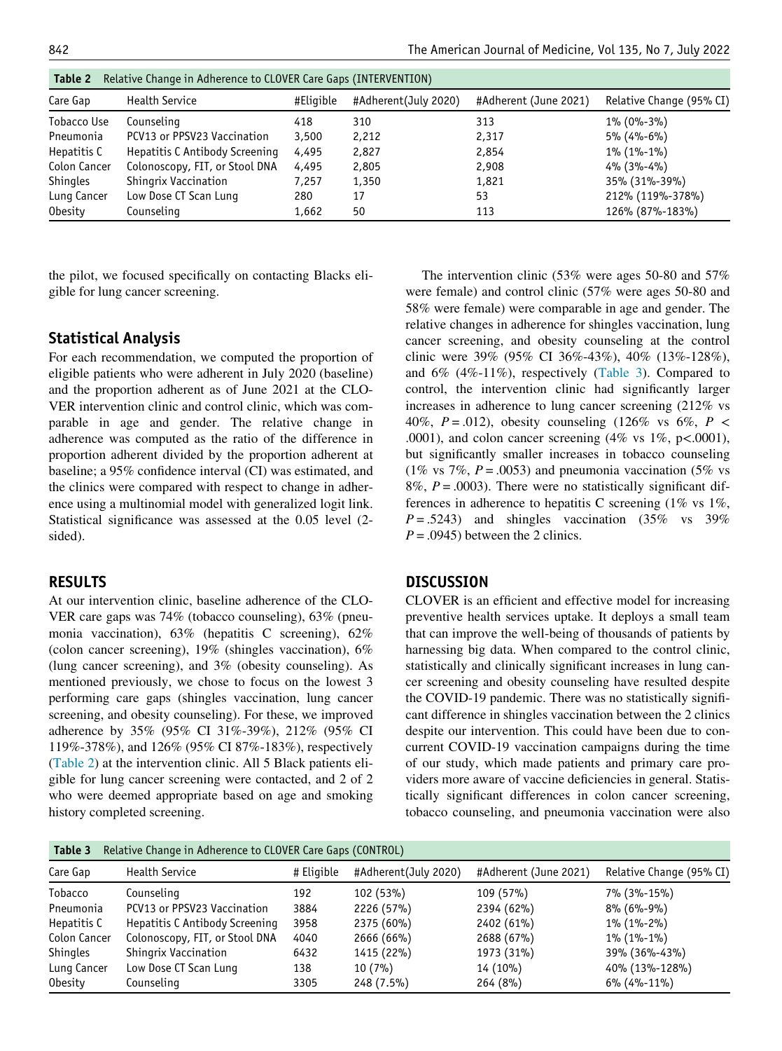**Table 2** Relative Change in Adherence to CLOVER Care Gaps (INTERVENTION)

| Care Gap | Health Service | #Eligible | #Adherent(July 2020) | #Adherent (June 2021) | Relative Change (95% CI) |
|---|---|---|---|---|---|
| Tobacco Use | Counseling | 418 | 310 | 313 | 1% (0%-3%) |
| Pneumonia | PCV13 or PPSV23 Vaccination | 3,500 | 2,212 | 2,317 | 5% (4%-6%) |
| Hepatitis C | Hepatitis C Antibody Screening | 4,495 | 2,827 | 2,854 | 1% (1%-1%) |
| Colon Cancer | Colonoscopy, FIT, or Stool DNA | 4,495 | 2,805 | 2,908 | 4% (3%-4%) |
| Shingles | Shingrix Vaccination | 7,257 | 1,350 | 1,821 | 35% (31%-39%) |
| Lung Cancer | Low Dose CT Scan Lung | 280 | 17 | 53 | 212% (119%-378%) |
| Obesity | Counseling | 1,662 | 50 | 113 | 126% (87%-183%) |

the pilot, we focused specifically on contacting Blacks eligible for lung cancer screening.

## Statistical Analysis

For each recommendation, we computed the proportion of eligible patients who were adherent in July 2020 (baseline) and the proportion adherent as of June 2021 at the CLOVER intervention clinic and control clinic, which was comparable in age and gender. The relative change in adherence was computed as the ratio of the difference in proportion adherent divided by the proportion adherent at baseline; a 95% confidence interval (CI) was estimated, and the clinics were compared with respect to change in adherence using a multinomial model with generalized logit link. Statistical significance was assessed at the 0.05 level (2-sided).

## RESULTS

At our intervention clinic, baseline adherence of the CLOVER care gaps was 74% (tobacco counseling), 63% (pneumonia vaccination), 63% (hepatitis C screening), 62% (colon cancer screening), 19% (shingles vaccination), 6% (lung cancer screening), and 3% (obesity counseling). As mentioned previously, we chose to focus on the lowest 3 performing care gaps (shingles vaccination, lung cancer screening, and obesity counseling). For these, we improved adherence by 35% (95% CI 31%-39%), 212% (95% CI 119%-378%), and 126% (95% CI 87%-183%), respectively (Table 2) at the intervention clinic. All 5 Black patients eligible for lung cancer screening were contacted, and 2 of 2 who were deemed appropriate based on age and smoking history completed screening.

The intervention clinic (53% were ages 50-80 and 57% were female) and control clinic (57% were ages 50-80 and 58% were female) were comparable in age and gender. The relative changes in adherence for shingles vaccination, lung cancer screening, and obesity counseling at the control clinic were 39% (95% CI 36%-43%), 40% (13%-128%), and 6% (4%-11%), respectively (Table 3). Compared to control, the intervention clinic had significantly larger increases in adherence to lung cancer screening (212% vs 40%, $P = .012$), obesity counseling (126% vs 6%, $P < .0001$), and colon cancer screening (4% vs 1%, $p < .0001$), but significantly smaller increases in tobacco counseling (1% vs 7%, $P = .0053$) and pneumonia vaccination (5% vs 8%, $P = .0003$). There were no statistically significant differences in adherence to hepatitis C screening (1% vs 1%, $P = .5243$) and shingles vaccination (35% vs 39% $P = .0945$) between the 2 clinics.

## DISCUSSION

CLOVER is an efficient and effective model for increasing preventive health services uptake. It deploys a small team that can improve the well-being of thousands of patients by harnessing big data. When compared to the control clinic, statistically and clinically significant increases in lung cancer screening and obesity counseling have resulted despite the COVID-19 pandemic. There was no statistically significant difference in shingles vaccination between the 2 clinics despite our intervention. This could have been due to concurrent COVID-19 vaccination campaigns during the time of our study, which made patients and primary care providers more aware of vaccine deficiencies in general. Statistically significant differences in colon cancer screening, tobacco counseling, and pneumonia vaccination were also

**Table 3** Relative Change in Adherence to CLOVER Care Gaps (CONTROL)

| Care Gap | Health Service | # Eligible | #Adherent(July 2020) | #Adherent (June 2021) | Relative Change (95% CI) |
|---|---|---|---|---|---|
| Tobacco | Counseling | 192 | 102 (53%) | 109 (57%) | 7% (3%-15%) |
| Pneumonia | PCV13 or PPSV23 Vaccination | 3884 | 2226 (57%) | 2394 (62%) | 8% (6%-9%) |
| Hepatitis C | Hepatitis C Antibody Screening | 3958 | 2375 (60%) | 2402 (61%) | 1% (1%-2%) |
| Colon Cancer | Colonoscopy, FIT, or Stool DNA | 4040 | 2666 (66%) | 2688 (67%) | 1% (1%-1%) |
| Shingles | Shingrix Vaccination | 6432 | 1415 (22%) | 1973 (31%) | 39% (36%-43%) |
| Lung Cancer | Low Dose CT Scan Lung | 138 | 10 (7%) | 14 (10%) | 40% (13%-128%) |
| Obesity | Counseling | 3305 | 248 (7.5%) | 264 (8%) | 6% (4%-11%) |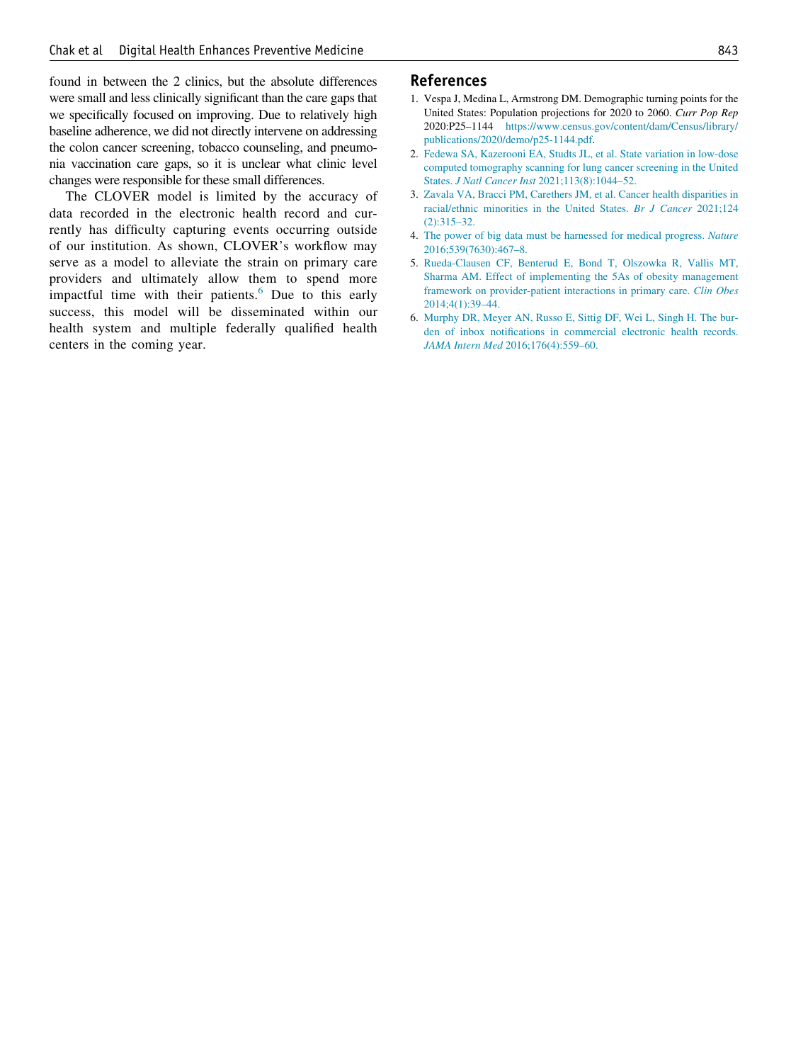found in between the 2 clinics, but the absolute differences were small and less clinically significant than the care gaps that we specifically focused on improving. Due to relatively high baseline adherence, we did not directly intervene on addressing the colon cancer screening, tobacco counseling, and pneumonia vaccination care gaps, so it is unclear what clinic level changes were responsible for these small differences.

The CLOVER model is limited by the accuracy of data recorded in the electronic health record and currently has difficulty capturing events occurring outside of our institution. As shown, CLOVER's workflow may serve as a model to alleviate the strain on primary care providers and ultimately allow them to spend more impactful time with their patients.[6] Due to this early success, this model will be disseminated within our health system and multiple federally qualified health centers in the coming year.

## References

1. Vespa J, Medina L, Armstrong DM. Demographic turning points for the United States: Population projections for 2020 to 2060. *Curr Pop Rep* 2020:P25–1144 https://www.census.gov/content/dam/Census/library/publications/2020/demo/p25-1144.pdf.
2. Fedewa SA, Kazerooni EA, Studts JL, et al. State variation in low-dose computed tomography scanning for lung cancer screening in the United States. *J Natl Cancer Inst* 2021;113(8):1044–52.
3. Zavala VA, Bracci PM, Carethers JM, et al. Cancer health disparities in racial/ethnic minorities in the United States. *Br J Cancer* 2021;124(2):315–32.
4. The power of big data must be harnessed for medical progress. *Nature* 2016;539(7630):467–8.
5. Rueda-Clausen CF, Benterud E, Bond T, Olszowka R, Vallis MT, Sharma AM. Effect of implementing the 5As of obesity management framework on provider-patient interactions in primary care. *Clin Obes* 2014;4(1):39–44.
6. Murphy DR, Meyer AN, Russo E, Sittig DF, Wei L, Singh H. The burden of inbox notifications in commercial electronic health records. *JAMA Intern Med* 2016;176(4):559–60.